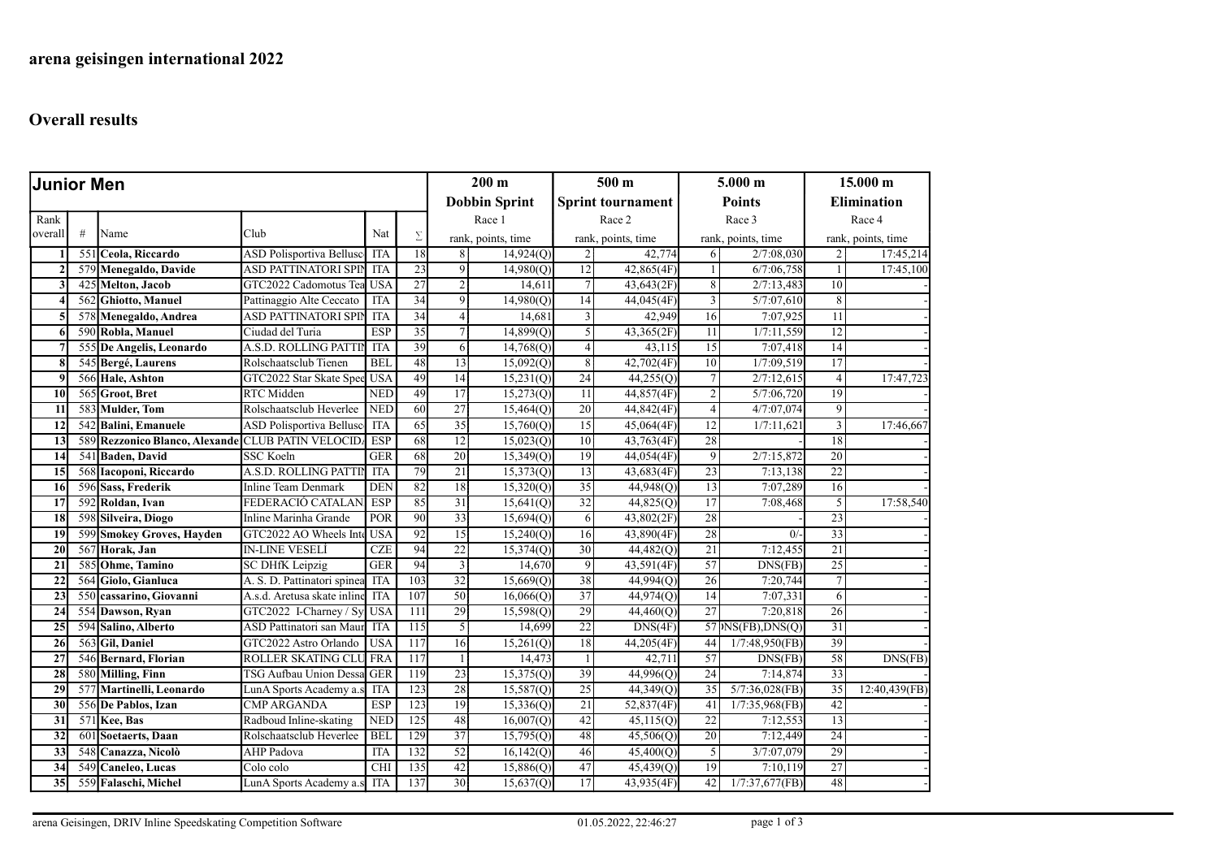# arena geisingen international 2022

## Overall results

| Junior Men | | | | | | 200 m Dobbin Sprint | | 500 m Sprint tournament | | 5.000 m Points | | 15.000 m Elimination | |
|---|---|---|---|---|---|---|---|---|---|---|---|---|---|
| Rank overall | # | Name | Club | Nat | Σ | Race 1 rank, points, time | | Race 2 rank, points, time | | Race 3 rank, points, time | | Race 4 rank, points, time | |
| 1 | 551 | Ceola, Riccardo | ASD Polisportiva Bellusc | ITA | 18 | 8 | 14,924(Q) | 2 | 42,774 | 6 | 2/7:08,030 | 2 | 17:45,214 |
| 2 | 579 | Menegaldo, Davide | ASD PATTINATORI SPIN | ITA | 23 | 9 | 14,980(Q) | 12 | 42,865(4F) | 1 | 6/7:06,758 | 1 | 17:45,100 |
| 3 | 425 | Melton, Jacob | GTC2022 Cadomotus Tea | USA | 27 | 2 | 14,611 | 7 | 43,643(2F) | 8 | 2/7:13,483 | 10 | - |
| 4 | 562 | Ghiotto, Manuel | Pattinaggio Alte Ceccato | ITA | 34 | 9 | 14,980(Q) | 14 | 44,045(4F) | 3 | 5/7:07,610 | 8 | - |
| 5 | 578 | Menegaldo, Andrea | ASD PATTINATORI SPIN | ITA | 34 | 4 | 14,681 | 3 | 42,949 | 16 | 7:07,925 | 11 | - |
| 6 | 590 | Robla, Manuel | Ciudad del Turia | ESP | 35 | 7 | 14,899(Q) | 5 | 43,365(2F) | 11 | 1/7:11,559 | 12 | - |
| 7 | 555 | De Angelis, Leonardo | A.S.D. ROLLING PATTIN | ITA | 39 | 6 | 14,768(Q) | 4 | 43,115 | 15 | 7:07,418 | 14 | - |
| 8 | 545 | Bergé, Laurens | Rolschaatsclub Tienen | BEL | 48 | 13 | 15,092(Q) | 8 | 42,702(4F) | 10 | 1/7:09,519 | 17 | - |
| 9 | 566 | Hale, Ashton | GTC2022 Star Skate Spee | USA | 49 | 14 | 15,231(Q) | 24 | 44,255(Q) | 7 | 2/7:12,615 | 4 | 17:47,723 |
| 10 | 565 | Groot, Bret | RTC Midden | NED | 49 | 17 | 15,273(Q) | 11 | 44,857(4F) | 2 | 5/7:06,720 | 19 | - |
| 11 | 583 | Mulder, Tom | Rolschaatsclub Heverlee | NED | 60 | 27 | 15,464(Q) | 20 | 44,842(4F) | 4 | 4/7:07,074 | 9 | - |
| 12 | 542 | Balini, Emanuele | ASD Polisportiva Bellusc | ITA | 65 | 35 | 15,760(Q) | 15 | 45,064(4F) | 12 | 1/7:11,621 | 3 | 17:46,667 |
| 13 | 589 | Rezzonico Blanco, Alexande | CLUB PATIN VELOCIDA | ESP | 68 | 12 | 15,023(Q) | 10 | 43,763(4F) | 28 | - | 18 | - |
| 14 | 541 | Baden, David | SSC Koeln | GER | 68 | 20 | 15,349(Q) | 19 | 44,054(4F) | 9 | 2/7:15,872 | 20 | - |
| 15 | 568 | Iacoponi, Riccardo | A.S.D. ROLLING PATTIN | ITA | 79 | 21 | 15,373(Q) | 13 | 43,683(4F) | 23 | 7:13,138 | 22 | - |
| 16 | 596 | Sass, Frederik | Inline Team Denmark | DEN | 82 | 18 | 15,320(Q) | 35 | 44,948(Q) | 13 | 7:07,289 | 16 | - |
| 17 | 592 | Roldan, Ivan | FEDERACIÓ CATALAN | ESP | 85 | 31 | 15,641(Q) | 32 | 44,825(Q) | 17 | 7:08,468 | 5 | 17:58,540 |
| 18 | 598 | Silveira, Diogo | Inline Marinha Grande | POR | 90 | 33 | 15,694(Q) | 6 | 43,802(2F) | 28 | - | 23 | - |
| 19 | 599 | Smokey Groves, Hayden | GTC2022 AO Wheels Int | USA | 92 | 15 | 15,240(Q) | 16 | 43,890(4F) | 28 | 0/- | 33 | - |
| 20 | 567 | Horak, Jan | IN-LINE VESELÍ | CZE | 94 | 22 | 15,374(Q) | 30 | 44,482(Q) | 21 | 7:12,455 | 21 | - |
| 21 | 585 | Ohme, Tamino | SC DHfK Leipzig | GER | 94 | 3 | 14,670 | 9 | 43,591(4F) | 57 | DNS(FB) | 25 | - |
| 22 | 564 | Giolo, Gianluca | A. S. D. Pattinatori spinea | ITA | 103 | 32 | 15,669(Q) | 38 | 44,994(Q) | 26 | 7:20,744 | 7 | - |
| 23 | 550 | cassarino, Giovanni | A.s.d. Aretusa skate inline | ITA | 107 | 50 | 16,066(Q) | 37 | 44,974(Q) | 14 | 7:07,331 | 6 | - |
| 24 | 554 | Dawson, Ryan | GTC2022 I-Charney / Sy | USA | 111 | 29 | 15,598(Q) | 29 | 44,460(Q) | 27 | 7:20,818 | 26 | - |
| 25 | 594 | Salino, Alberto | ASD Pattinatori san Maur | ITA | 115 | 5 | 14,699 | 22 | DNS(4F) | 57 | DNS(FB),DNS(Q) | 31 | - |
| 26 | 563 | Gil, Daniel | GTC2022 Astro Orlando | USA | 117 | 16 | 15,261(Q) | 18 | 44,205(4F) | 44 | 1/7:48,950(FB) | 39 | - |
| 27 | 546 | Bernard, Florian | ROLLER SKATING CLU | FRA | 117 | 1 | 14,473 | 1 | 42,711 | 57 | DNS(FB) | 58 | DNS(FB) |
| 28 | 580 | Milling, Finn | TSG Aufbau Union Dessa | GER | 119 | 23 | 15,375(Q) | 39 | 44,996(Q) | 24 | 7:14,874 | 33 | - |
| 29 | 577 | Martinelli, Leonardo | LunA Sports Academy a.s | ITA | 123 | 28 | 15,587(Q) | 25 | 44,349(Q) | 35 | 5/7:36,028(FB) | 35 | 12:40,439(FB) |
| 30 | 556 | De Pablos, Izan | CMP ARGANDA | ESP | 123 | 19 | 15,336(Q) | 21 | 52,837(4F) | 41 | 1/7:35,968(FB) | 42 | - |
| 31 | 571 | Kee, Bas | Radboud Inline-skating | NED | 125 | 48 | 16,007(Q) | 42 | 45,115(Q) | 22 | 7:12,553 | 13 | - |
| 32 | 601 | Soetaerts, Daan | Rolschaatsclub Heverlee | BEL | 129 | 37 | 15,795(Q) | 48 | 45,506(Q) | 20 | 7:12,449 | 24 | - |
| 33 | 548 | Canazza, Nicolò | AHP Padova | ITA | 132 | 52 | 16,142(Q) | 46 | 45,400(Q) | 5 | 3/7:07,079 | 29 | - |
| 34 | 549 | Caneleo, Lucas | Colo colo | CHI | 135 | 42 | 15,886(Q) | 47 | 45,439(Q) | 19 | 7:10,119 | 27 | - |
| 35 | 559 | Falaschi, Michel | LunA Sports Academy a.s | ITA | 137 | 30 | 15,637(Q) | 17 | 43,935(4F) | 42 | 1/7:37,677(FB) | 48 | - |

arena Geisingen, DRIV Inline Speedskating Competition Software 01.05.2022, 22:46:27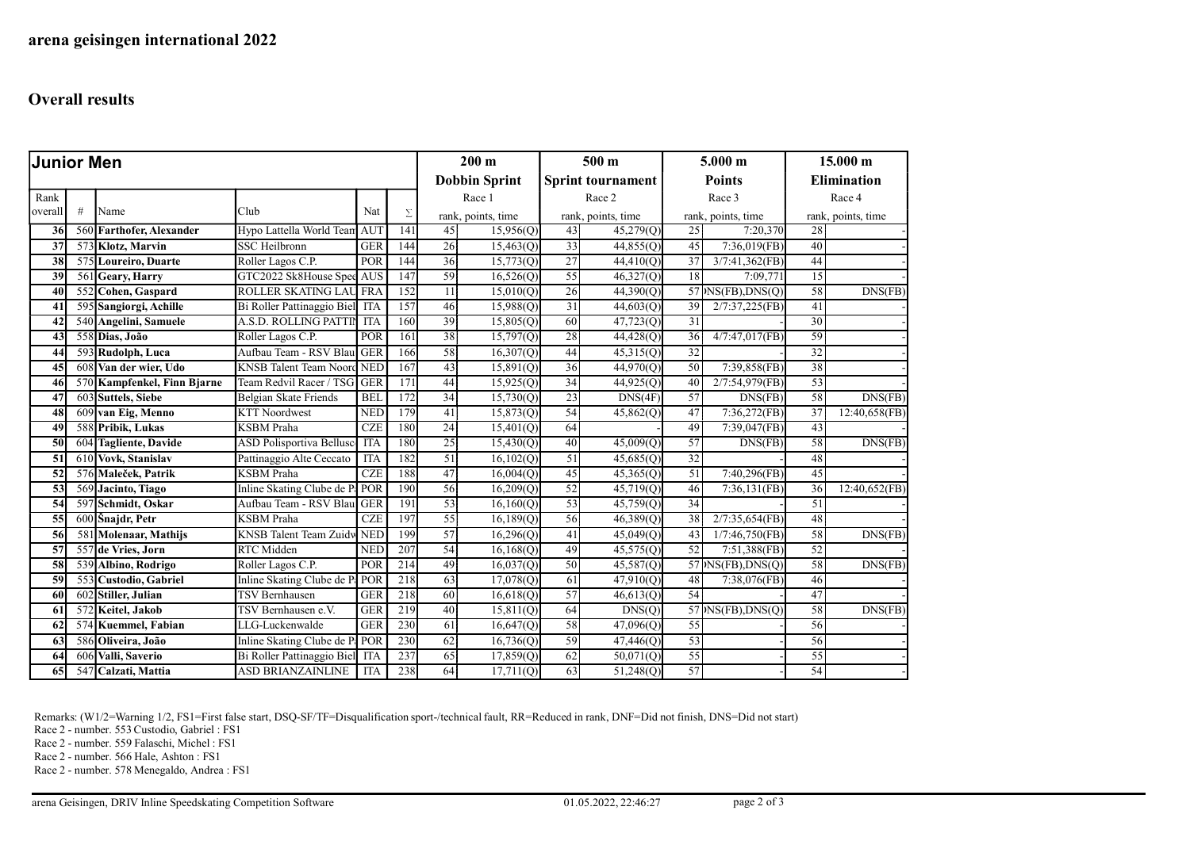# arena geisingen international 2022

## Overall results

| Junior Men | | | | | | 200 m | | 500 m | | 5.000 m | | 15.000 m | |
|---|---|---|---|---|---|---|---|---|---|---|---|---|---|
| | | | | | | Dobbin Sprint | | Sprint tournament | | Points | | Elimination | |
| Rank overall | # | Name | Club | Nat | Σ | Race 1 rank, points, time | | Race 2 rank, points, time | | Race 3 rank, points, time | | Race 4 rank, points, time | |
| 36 | 560 | Farthofer, Alexander | Hypo Lattella World Team | AUT | 141 | 45 | 15,956(Q) | 43 | 45,279(Q) | 25 | 7:20,370 | 28 | - |
| 37 | 573 | Klotz, Marvin | SSC Heilbronn | GER | 144 | 26 | 15,463(Q) | 33 | 44,855(Q) | 45 | 7:36,019(FB) | 40 | - |
| 38 | 575 | Loureiro, Duarte | Roller Lagos C.P. | POR | 144 | 36 | 15,773(Q) | 27 | 44,410(Q) | 37 | 3/7:41,362(FB) | 44 | - |
| 39 | 561 | Geary, Harry | GTC2022 Sk8House Spee | AUS | 147 | 59 | 16,526(Q) | 55 | 46,327(Q) | 18 | 7:09,771 | 15 | |
| 40 | 552 | Cohen, Gaspard | ROLLER SKATING LAU | FRA | 152 | 11 | 15,010(Q) | 26 | 44,390(Q) | 57 | )NS(FB),DNS(Q) | 58 | DNS(FB) |
| 41 | 595 | Sangiorgi, Achille | Bi Roller Pattinaggio Biel | ITA | 157 | 46 | 15,988(Q) | 31 | 44,603(Q) | 39 | 2/7:37,225(FB) | 41 | - |
| 42 | 540 | Angelini, Samuele | A.S.D. ROLLING PATTIN | ITA | 160 | 39 | 15,805(Q) | 60 | 47,723(Q) | 31 | - | 30 | - |
| 43 | 558 | Dias, João | Roller Lagos C.P. | POR | 161 | 38 | 15,797(Q) | 28 | 44,428(Q) | 36 | 4/7:47,017(FB) | 59 | - |
| 44 | 593 | Rudolph, Luca | Aufbau Team - RSV Blau | GER | 166 | 58 | 16,307(Q) | 44 | 45,315(Q) | 32 | - | 32 | - |
| 45 | 608 | Van der wier, Udo | KNSB Talent Team Noord | NED | 167 | 43 | 15,891(Q) | 36 | 44,970(Q) | 50 | 7:39,858(FB) | 38 | - |
| 46 | 570 | Kampfenkel, Finn Bjarne | Team Redvil Racer / TSG | GER | 171 | 44 | 15,925(Q) | 34 | 44,925(Q) | 40 | 2/7:54,979(FB) | 53 | - |
| 47 | 603 | Suttels, Siebe | Belgian Skate Friends | BEL | 172 | 34 | 15,730(Q) | 23 | DNS(4F) | 57 | DNS(FB) | 58 | DNS(FB) |
| 48 | 609 | van Eig, Menno | KTT Noordwest | NED | 179 | 41 | 15,873(Q) | 54 | 45,862(Q) | 47 | 7:36,272(FB) | 37 | 12:40,658(FB) |
| 49 | 588 | Pribik, Lukas | KSBM Praha | CZE | 180 | 24 | 15,401(Q) | 64 | - | 49 | 7:39,047(FB) | 43 | - |
| 50 | 604 | Tagliente, Davide | ASD Polisportiva Bellusc | ITA | 180 | 25 | 15,430(Q) | 40 | 45,009(Q) | 57 | DNS(FB) | 58 | DNS(FB) |
| 51 | 610 | Vovk, Stanislav | Pattinaggio Alte Ceccato | ITA | 182 | 51 | 16,102(Q) | 51 | 45,685(Q) | 32 | - | 48 | - |
| 52 | 576 | Maleček, Patrik | KSBM Praha | CZE | 188 | 47 | 16,004(Q) | 45 | 45,365(Q) | 51 | 7:40,296(FB) | 45 | - |
| 53 | 569 | Jacinto, Tiago | Inline Skating Clube de P | POR | 190 | 56 | 16,209(Q) | 52 | 45,719(Q) | 46 | 7:36,131(FB) | 36 | 12:40,652(FB) |
| 54 | 597 | Schmidt, Oskar | Aufbau Team - RSV Blau | GER | 191 | 53 | 16,160(Q) | 53 | 45,759(Q) | 34 | - | 51 | - |
| 55 | 600 | Šnajdr, Petr | KSBM Praha | CZE | 197 | 55 | 16,189(Q) | 56 | 46,389(Q) | 38 | 2/7:35,654(FB) | 48 | - |
| 56 | 581 | Molenaar, Mathijs | KNSB Talent Team Zuidw | NED | 199 | 57 | 16,296(Q) | 41 | 45,049(Q) | 43 | 1/7:46,750(FB) | 58 | DNS(FB) |
| 57 | 557 | de Vries, Jorn | RTC Midden | NED | 207 | 54 | 16,168(Q) | 49 | 45,575(Q) | 52 | 7:51,388(FB) | 52 | - |
| 58 | 539 | Albino, Rodrigo | Roller Lagos C.P. | POR | 214 | 49 | 16,037(Q) | 50 | 45,587(Q) | 57 | )NS(FB),DNS(Q) | 58 | DNS(FB) |
| 59 | 553 | Custodio, Gabriel | Inline Skating Clube de P | POR | 218 | 63 | 17,078(Q) | 61 | 47,910(Q) | 48 | 7:38,076(FB) | 46 | - |
| 60 | 602 | Stiller, Julian | TSV Bernhausen | GER | 218 | 60 | 16,618(Q) | 57 | 46,613(Q) | 54 | - | 47 | - |
| 61 | 572 | Keitel, Jakob | TSV Bernhausen e.V. | GER | 219 | 40 | 15,811(Q) | 64 | DNS(Q) | 57 | )NS(FB),DNS(Q) | 58 | DNS(FB) |
| 62 | 574 | Kuemmel, Fabian | LLG-Luckenwalde | GER | 230 | 61 | 16,647(Q) | 58 | 47,096(Q) | 55 | - | 56 | - |
| 63 | 586 | Oliveira, João | Inline Skating Clube de P | POR | 230 | 62 | 16,736(Q) | 59 | 47,446(Q) | 53 | - | 56 | - |
| 64 | 606 | Valli, Saverio | Bi Roller Pattinaggio Biel | ITA | 237 | 65 | 17,859(Q) | 62 | 50,071(Q) | 55 | - | 55 | - |
| 65 | 547 | Calzati, Mattia | ASD BRIANZAINLINE | ITA | 238 | 64 | 17,711(Q) | 63 | 51,248(Q) | 57 | - | 54 | - |

Remarks: (W1/2=Warning 1/2, FS1=First false start, DSQ-SF/TF=Disqualification sport-/technical fault, RR=Reduced in rank, DNF=Did not finish, DNS=Did not start)
Race 2 - number. 553 Custodio, Gabriel : FS1
Race 2 - number. 559 Falaschi, Michel : FS1
Race 2 - number. 566 Hale, Ashton : FS1
Race 2 - number. 578 Menegaldo, Andrea : FS1

arena Geisingen, DRIV Inline Speedskating Competition Software 01.05.2022, 22:46:27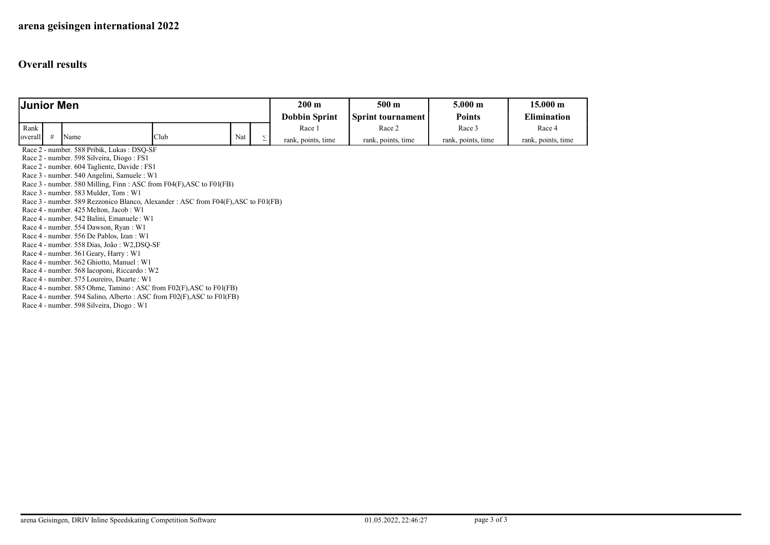## arena geisingen international 2022

## Overall results

| Junior Men | | | | | | 200 m Dobbin Sprint | 500 m Sprint tournament | 5.000 m Points | 15.000 m Elimination |
|---|---|---|---|---|---|---|---|---|---|
| Rank overall | # | Name | Club | Nat | ∑ | Race 1 rank, points, time | Race 2 rank, points, time | Race 3 rank, points, time | Race 4 rank, points, time |

Race 2 - number. 588 Pribik, Lukas : DSQ-SF
Race 2 - number. 598 Silveira, Diogo : FS1
Race 2 - number. 604 Tagliente, Davide : FS1
Race 3 - number. 540 Angelini, Samuele : W1
Race 3 - number. 580 Milling, Finn : ASC from F04(F),ASC to F01(FB)
Race 3 - number. 583 Mulder, Tom : W1
Race 3 - number. 589 Rezzonico Blanco, Alexander : ASC from F04(F),ASC to F01(FB)
Race 4 - number. 425 Melton, Jacob : W1
Race 4 - number. 542 Balini, Emanuele : W1
Race 4 - number. 554 Dawson, Ryan : W1
Race 4 - number. 556 De Pablos, Izan : W1
Race 4 - number. 558 Dias, João : W2,DSQ-SF
Race 4 - number. 561 Geary, Harry : W1
Race 4 - number. 562 Ghiotto, Manuel : W1
Race 4 - number. 568 Iacoponi, Riccardo : W2
Race 4 - number. 575 Loureiro, Duarte : W1
Race 4 - number. 585 Ohme, Tamino : ASC from F02(F),ASC to F01(FB)
Race 4 - number. 594 Salino, Alberto : ASC from F02(F),ASC to F01(FB)
Race 4 - number. 598 Silveira, Diogo : W1